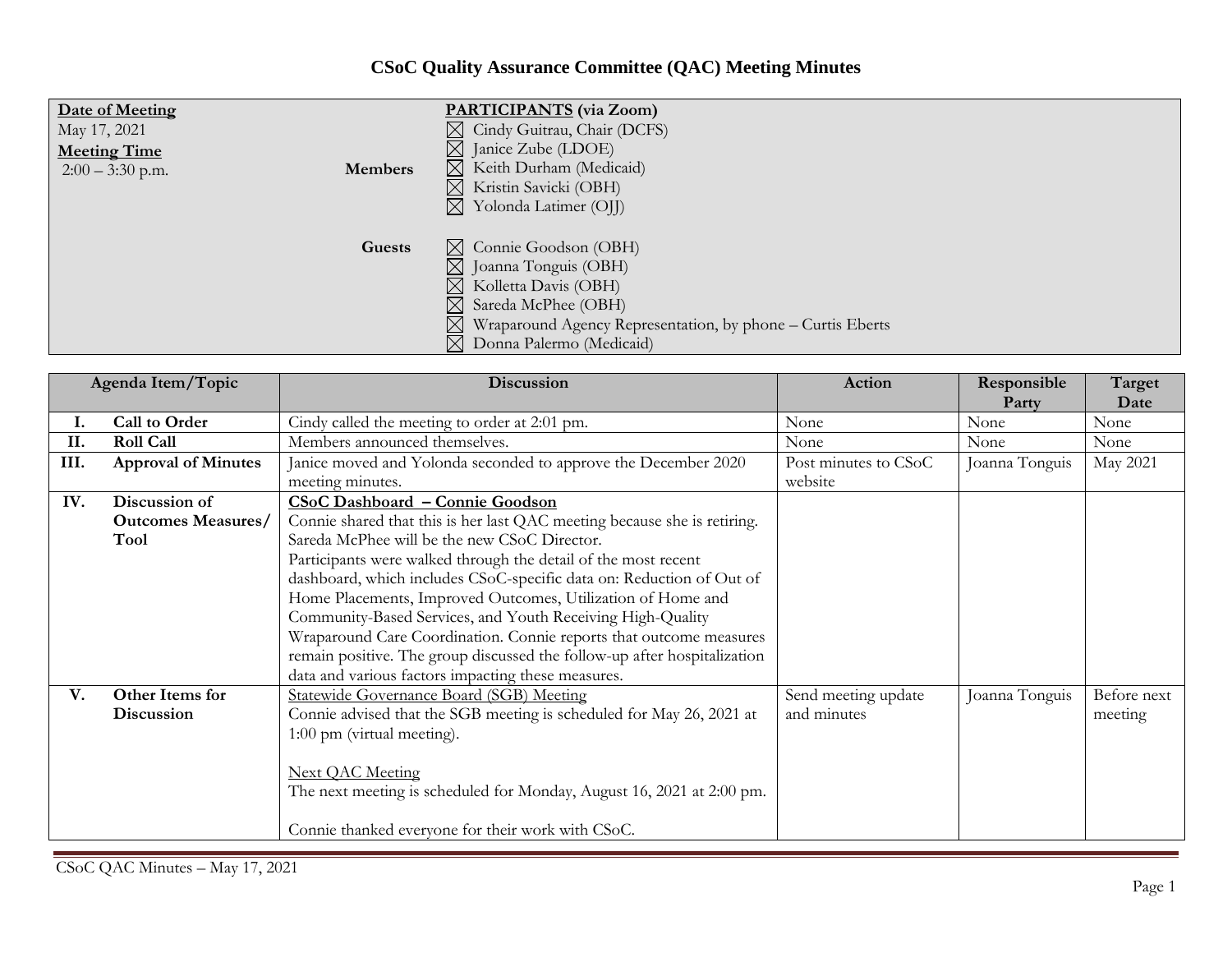# CSoC Quality Assurance Committee (QAC) Meeting Minutes

| **Date of Meeting** | | **PARTICIPANTS (via Zoom)** |
|---|---|---|
| May 17, 2021 | | ☒ Cindy Guitrau, Chair (DCFS) |
| **Meeting Time** | | ☒ Janice Zube (LDOE) |
| 2:00 – 3:30 p.m. | **Members** | ☒ Keith Durham (Medicaid) |
| | | ☒ Kristin Savicki (OBH) |
| | | ☒ Yolonda Latimer (OJJ) |
| | **Guests** | ☒ Connie Goodson (OBH) |
| | | ☒ Joanna Tonguis (OBH) |
| | | ☒ Kolletta Davis (OBH) |
| | | ☒ Sareda McPhee (OBH) |
| | | ☒ Wraparound Agency Representation, by phone – Curtis Eberts |
| | | ☒ Donna Palermo (Medicaid) |

| | Agenda Item/Topic | Discussion | Action | Responsible Party | Target Date |
|---|---|---|---|---|---|
| **I.** | **Call to Order** | Cindy called the meeting to order at 2:01 pm. | None | None | None |
| **II.** | **Roll Call** | Members announced themselves. | None | None | None |
| **III.** | **Approval of Minutes** | Janice moved and Yolonda seconded to approve the December 2020 meeting minutes. | Post minutes to CSoC website | Joanna Tonguis | May 2021 |
| **IV.** | **Discussion of Outcomes Measures/ Tool** | **CSoC Dashboard – Connie Goodson**<br>Connie shared that this is her last QAC meeting because she is retiring. Sareda McPhee will be the new CSoC Director.<br>Participants were walked through the detail of the most recent dashboard, which includes CSoC-specific data on: Reduction of Out of Home Placements, Improved Outcomes, Utilization of Home and Community-Based Services, and Youth Receiving High-Quality Wraparound Care Coordination. Connie reports that outcome measures remain positive. The group discussed the follow-up after hospitalization data and various factors impacting these measures. | | | |
| **V.** | **Other Items for Discussion** | Statewide Governance Board (SGB) Meeting<br>Connie advised that the SGB meeting is scheduled for May 26, 2021 at 1:00 pm (virtual meeting).<br><br>Next QAC Meeting<br>The next meeting is scheduled for Monday, August 16, 2021 at 2:00 pm.<br><br>Connie thanked everyone for their work with CSoC. | Send meeting update and minutes | Joanna Tonguis | Before next meeting |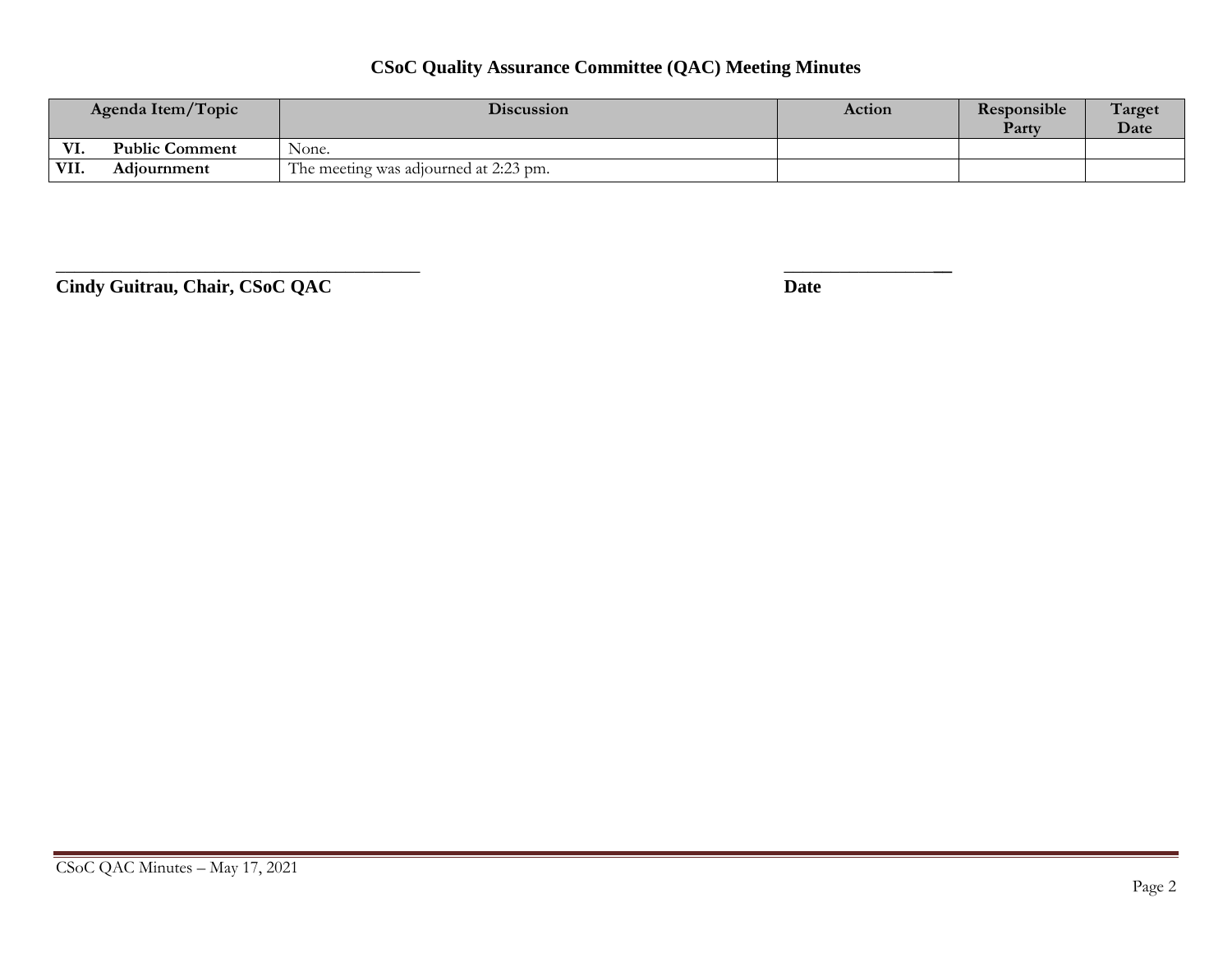# CSoC Quality Assurance Committee (QAC) Meeting Minutes

| Agenda Item/Topic | Discussion | Action | Responsible Party | Target Date |
|---|---|---|---|---|
| **VI. Public Comment** | None. | | | |
| **VII. Adjournment** | The meeting was adjourned at 2:23 pm. | | | |

_________________________________________ ___________________

**Cindy Guitrau, Chair, CSoC QAC** **Date**

CSoC QAC Minutes – May 17, 2021